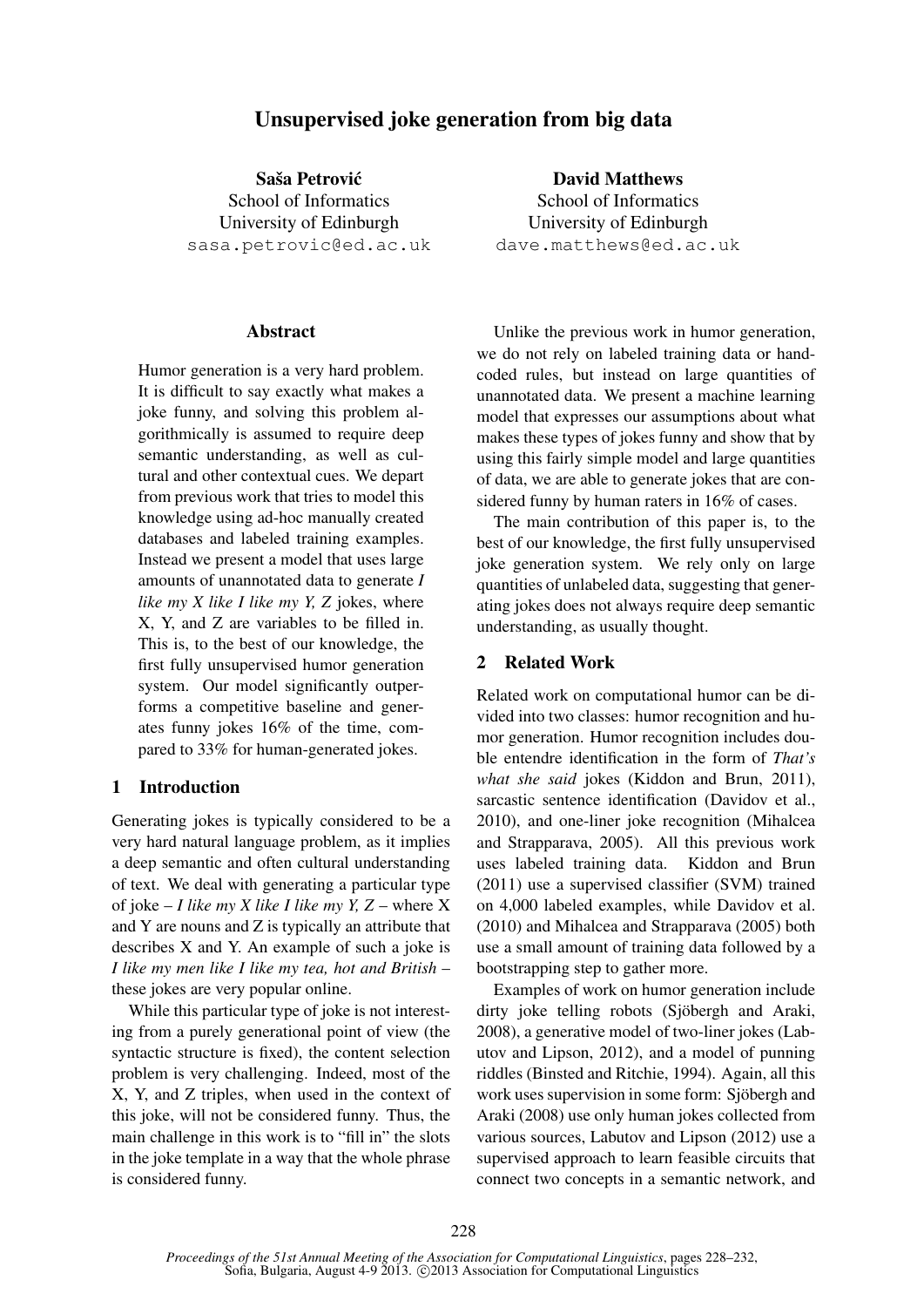# Unsupervised joke generation from big data

**Saša Petrović**
School of Informatics
University of Edinburgh
sasa.petrovic@ed.ac.uk

**David Matthews**
School of Informatics
University of Edinburgh
dave.matthews@ed.ac.uk

## Abstract

Humor generation is a very hard problem. It is difficult to say exactly what makes a joke funny, and solving this problem algorithmically is assumed to require deep semantic understanding, as well as cultural and other contextual cues. We depart from previous work that tries to model this knowledge using ad-hoc manually created databases and labeled training examples. Instead we present a model that uses large amounts of unannotated data to generate *I like my X like I like my Y, Z* jokes, where X, Y, and Z are variables to be filled in. This is, to the best of our knowledge, the first fully unsupervised humor generation system. Our model significantly outperforms a competitive baseline and generates funny jokes 16% of the time, compared to 33% for human-generated jokes.

## 1 Introduction

Generating jokes is typically considered to be a very hard natural language problem, as it implies a deep semantic and often cultural understanding of text. We deal with generating a particular type of joke – *I like my X like I like my Y, Z* – where X and Y are nouns and Z is typically an attribute that describes X and Y. An example of such a joke is *I like my men like I like my tea, hot and British* – these jokes are very popular online.

While this particular type of joke is not interesting from a purely generational point of view (the syntactic structure is fixed), the content selection problem is very challenging. Indeed, most of the X, Y, and Z triples, when used in the context of this joke, will not be considered funny. Thus, the main challenge in this work is to "fill in" the slots in the joke template in a way that the whole phrase is considered funny.

Unlike the previous work in humor generation, we do not rely on labeled training data or hand-coded rules, but instead on large quantities of unannotated data. We present a machine learning model that expresses our assumptions about what makes these types of jokes funny and show that by using this fairly simple model and large quantities of data, we are able to generate jokes that are considered funny by human raters in 16% of cases.

The main contribution of this paper is, to the best of our knowledge, the first fully unsupervised joke generation system. We rely only on large quantities of unlabeled data, suggesting that generating jokes does not always require deep semantic understanding, as usually thought.

## 2 Related Work

Related work on computational humor can be divided into two classes: humor recognition and humor generation. Humor recognition includes double entendre identification in the form of *That's what she said* jokes (Kiddon and Brun, 2011), sarcastic sentence identification (Davidov et al., 2010), and one-liner joke recognition (Mihalcea and Strapparava, 2005). All this previous work uses labeled training data. Kiddon and Brun (2011) use a supervised classifier (SVM) trained on 4,000 labeled examples, while Davidov et al. (2010) and Mihalcea and Strapparava (2005) both use a small amount of training data followed by a bootstrapping step to gather more.

Examples of work on humor generation include dirty joke telling robots (Sjöbergh and Araki, 2008), a generative model of two-liner jokes (Labutov and Lipson, 2012), and a model of punning riddles (Binsted and Ritchie, 1994). Again, all this work uses supervision in some form: Sjöbergh and Araki (2008) use only human jokes collected from various sources, Labutov and Lipson (2012) use a supervised approach to learn feasible circuits that connect two concepts in a semantic network, and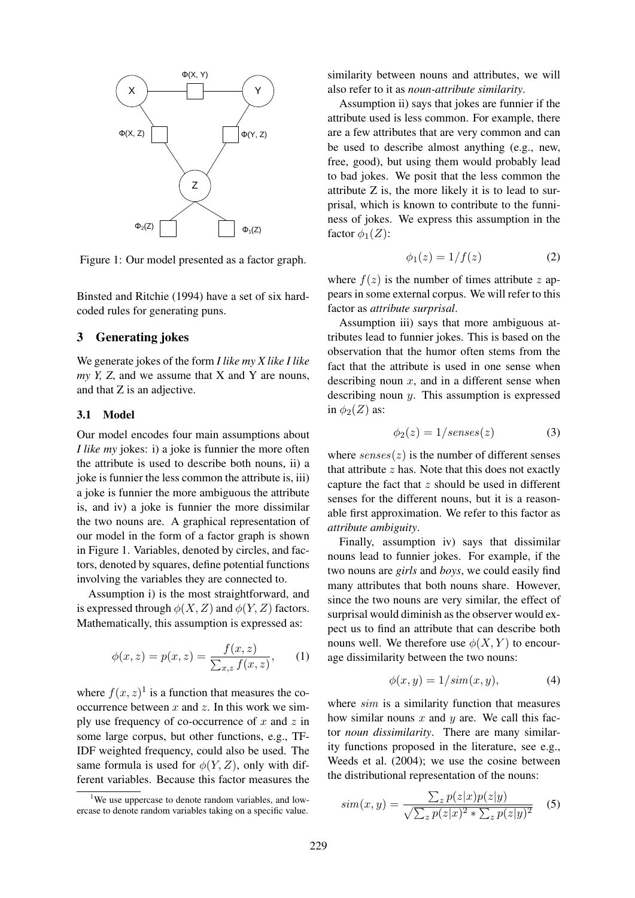Figure 1: Our model presented as a factor graph.

Binsted and Ritchie (1994) have a set of six hard-coded rules for generating puns.

## 3 Generating jokes

We generate jokes of the form *I like my X like I like my Y, Z*, and we assume that X and Y are nouns, and that Z is an adjective.

### 3.1 Model

Our model encodes four main assumptions about *I like my* jokes: i) a joke is funnier the more often the attribute is used to describe both nouns, ii) a joke is funnier the less common the attribute is, iii) a joke is funnier the more ambiguous the attribute is, and iv) a joke is funnier the more dissimilar the two nouns are. A graphical representation of our model in the form of a factor graph is shown in Figure 1. Variables, denoted by circles, and factors, denoted by squares, define potential functions involving the variables they are connected to.

Assumption i) is the most straightforward, and is expressed through $\phi(X, Z)$ and $\phi(Y, Z)$ factors. Mathematically, this assumption is expressed as:

$$\phi(x, z) = p(x, z) = \frac{f(x, z)}{\sum_{x,z} f(x, z)}, \qquad (1)$$

where $f(x, z)$[1] is a function that measures the co-occurrence between $x$ and $z$. In this work we simply use frequency of co-occurrence of $x$ and $z$ in some large corpus, but other functions, e.g., TF-IDF weighted frequency, could also be used. The same formula is used for $\phi(Y, Z)$, only with different variables. Because this factor measures the similarity between nouns and attributes, we will also refer to it as *noun-attribute similarity*.

Assumption ii) says that jokes are funnier if the attribute used is less common. For example, there are a few attributes that are very common and can be used to describe almost anything (e.g., new, free, good), but using them would probably lead to bad jokes. We posit that the less common the attribute Z is, the more likely it is to lead to surprisal, which is known to contribute to the funniness of jokes. We express this assumption in the factor $\phi_1(Z)$:

$$\phi_1(z) = 1/f(z) \qquad (2)$$

where $f(z)$ is the number of times attribute $z$ appears in some external corpus. We will refer to this factor as *attribute surprisal*.

Assumption iii) says that more ambiguous attributes lead to funnier jokes. This is based on the observation that the humor often stems from the fact that the attribute is used in one sense when describing noun $x$, and in a different sense when describing noun $y$. This assumption is expressed in $\phi_2(Z)$ as:

$$\phi_2(z) = 1/senses(z) \qquad (3)$$

where $senses(z)$ is the number of different senses that attribute $z$ has. Note that this does not exactly capture the fact that $z$ should be used in different senses for the different nouns, but it is a reasonable first approximation. We refer to this factor as *attribute ambiguity*.

Finally, assumption iv) says that dissimilar nouns lead to funnier jokes. For example, if the two nouns are *girls* and *boys*, we could easily find many attributes that both nouns share. However, since the two nouns are very similar, the effect of surprisal would diminish as the observer would expect us to find an attribute that can describe both nouns well. We therefore use $\phi(X, Y)$ to encourage dissimilarity between the two nouns:

$$\phi(x, y) = 1/sim(x, y), \qquad (4)$$

where $sim$ is a similarity function that measures how similar nouns $x$ and $y$ are. We call this factor *noun dissimilarity*. There are many similarity functions proposed in the literature, see e.g., Weeds et al. (2004); we use the cosine between the distributional representation of the nouns:

$$sim(x, y) = \frac{\sum_z p(z|x)p(z|y)}{\sqrt{\sum_z p(z|x)^2 * \sum_z p(z|y)^2}} \qquad (5)$$

[1] We use uppercase to denote random variables, and lowercase to denote random variables taking on a specific value.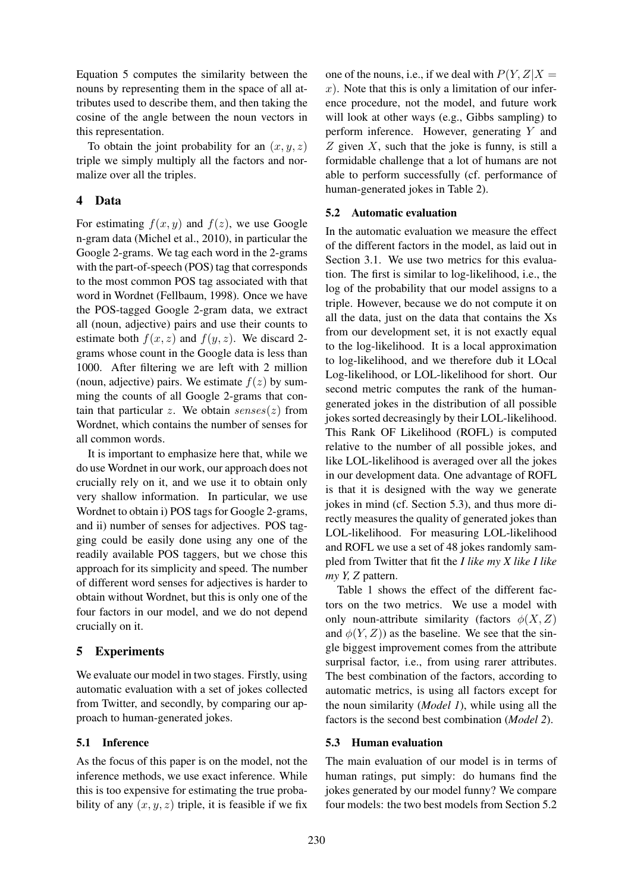Equation 5 computes the similarity between the nouns by representing them in the space of all attributes used to describe them, and then taking the cosine of the angle between the noun vectors in this representation.

To obtain the joint probability for an $(x, y, z)$ triple we simply multiply all the factors and normalize over all the triples.

## 4 Data

For estimating $f(x, y)$ and $f(z)$, we use Google n-gram data (Michel et al., 2010), in particular the Google 2-grams. We tag each word in the 2-grams with the part-of-speech (POS) tag that corresponds to the most common POS tag associated with that word in Wordnet (Fellbaum, 1998). Once we have the POS-tagged Google 2-gram data, we extract all (noun, adjective) pairs and use their counts to estimate both $f(x, z)$ and $f(y, z)$. We discard 2-grams whose count in the Google data is less than 1000. After filtering we are left with 2 million (noun, adjective) pairs. We estimate $f(z)$ by summing the counts of all Google 2-grams that contain that particular $z$. We obtain $senses(z)$ from Wordnet, which contains the number of senses for all common words.

It is important to emphasize here that, while we do use Wordnet in our work, our approach does not crucially rely on it, and we use it to obtain only very shallow information. In particular, we use Wordnet to obtain i) POS tags for Google 2-grams, and ii) number of senses for adjectives. POS tagging could be easily done using any one of the readily available POS taggers, but we chose this approach for its simplicity and speed. The number of different word senses for adjectives is harder to obtain without Wordnet, but this is only one of the four factors in our model, and we do not depend crucially on it.

## 5 Experiments

We evaluate our model in two stages. Firstly, using automatic evaluation with a set of jokes collected from Twitter, and secondly, by comparing our approach to human-generated jokes.

### 5.1 Inference

As the focus of this paper is on the model, not the inference methods, we use exact inference. While this is too expensive for estimating the true probability of any $(x, y, z)$ triple, it is feasible if we fix one of the nouns, i.e., if we deal with $P(Y, Z|X = x)$. Note that this is only a limitation of our inference procedure, not the model, and future work will look at other ways (e.g., Gibbs sampling) to perform inference. However, generating $Y$ and $Z$ given $X$, such that the joke is funny, is still a formidable challenge that a lot of humans are not able to perform successfully (cf. performance of human-generated jokes in Table 2).

### 5.2 Automatic evaluation

In the automatic evaluation we measure the effect of the different factors in the model, as laid out in Section 3.1. We use two metrics for this evaluation. The first is similar to log-likelihood, i.e., the log of the probability that our model assigns to a triple. However, because we do not compute it on all the data, just on the data that contains the Xs from our development set, it is not exactly equal to the log-likelihood. It is a local approximation to log-likelihood, and we therefore dub it LOcal Log-likelihood, or LOL-likelihood for short. Our second metric computes the rank of the human-generated jokes in the distribution of all possible jokes sorted decreasingly by their LOL-likelihood. This Rank OF Likelihood (ROFL) is computed relative to the number of all possible jokes, and like LOL-likelihood is averaged over all the jokes in our development data. One advantage of ROFL is that it is designed with the way we generate jokes in mind (cf. Section 5.3), and thus more directly measures the quality of generated jokes than LOL-likelihood. For measuring LOL-likelihood and ROFL we use a set of 48 jokes randomly sampled from Twitter that fit the *I like my X like I like my Y, Z* pattern.

Table 1 shows the effect of the different factors on the two metrics. We use a model with only noun-attribute similarity (factors $\phi(X, Z)$ and $\phi(Y, Z)$) as the baseline. We see that the single biggest improvement comes from the attribute surprisal factor, i.e., from using rarer attributes. The best combination of the factors, according to automatic metrics, is using all factors except for the noun similarity (*Model 1*), while using all the factors is the second best combination (*Model 2*).

### 5.3 Human evaluation

The main evaluation of our model is in terms of human ratings, put simply: do humans find the jokes generated by our model funny? We compare four models: the two best models from Section 5.2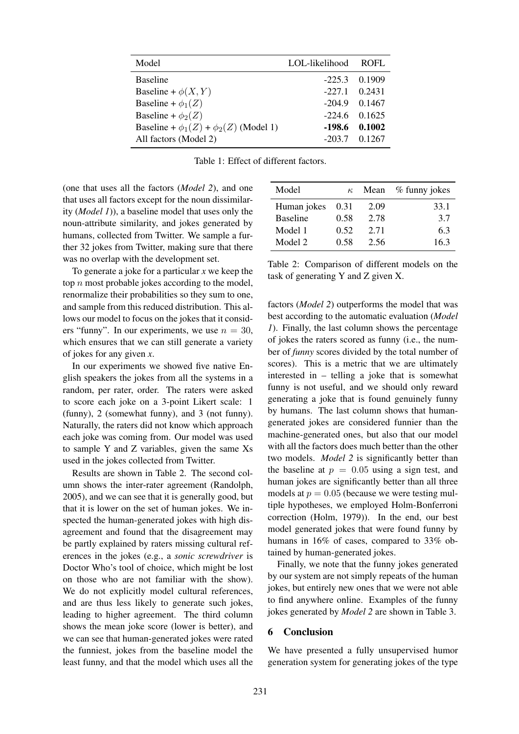| Model | LOL-likelihood | ROFL |
|---|---|---|
| Baseline | -225.3 | 0.1909 |
| Baseline + $\phi(X, Y)$ | -227.1 | 0.2431 |
| Baseline + $\phi_1(Z)$ | -204.9 | 0.1467 |
| Baseline + $\phi_2(Z)$ | -224.6 | 0.1625 |
| Baseline + $\phi_1(Z)$ + $\phi_2(Z)$ (Model 1) | **-198.6** | **0.1002** |
| All factors (Model 2) | -203.7 | 0.1267 |

Table 1: Effect of different factors.

(one that uses all the factors (*Model 2*), and one that uses all factors except for the noun dissimilarity (*Model 1*)), a baseline model that uses only the noun-attribute similarity, and jokes generated by humans, collected from Twitter. We sample a further 32 jokes from Twitter, making sure that there was no overlap with the development set.

To generate a joke for a particular *x* we keep the top $n$ most probable jokes according to the model, renormalize their probabilities so they sum to one, and sample from this reduced distribution. This allows our model to focus on the jokes that it considers "funny". In our experiments, we use $n = 30$, which ensures that we can still generate a variety of jokes for any given *x*.

In our experiments we showed five native English speakers the jokes from all the systems in a random, per rater, order. The raters were asked to score each joke on a 3-point Likert scale: 1 (funny), 2 (somewhat funny), and 3 (not funny). Naturally, the raters did not know which approach each joke was coming from. Our model was used to sample Y and Z variables, given the same Xs used in the jokes collected from Twitter.

Results are shown in Table 2. The second column shows the inter-rater agreement (Randolph, 2005), and we can see that it is generally good, but that it is lower on the set of human jokes. We inspected the human-generated jokes with high disagreement and found that the disagreement may be partly explained by raters missing cultural references in the jokes (e.g., a *sonic screwdriver* is Doctor Who's tool of choice, which might be lost on those who are not familiar with the show). We do not explicitly model cultural references, and are thus less likely to generate such jokes, leading to higher agreement. The third column shows the mean joke score (lower is better), and we can see that human-generated jokes were rated the funniest, jokes from the baseline model the least funny, and that the model which uses all the factors (*Model 2*) outperforms the model that was best according to the automatic evaluation (*Model 1*). Finally, the last column shows the percentage of jokes the raters scored as funny (i.e., the number of *funny* scores divided by the total number of scores). This is a metric that we are ultimately interested in – telling a joke that is somewhat funny is not useful, and we should only reward generating a joke that is found genuinely funny by humans. The last column shows that human-generated jokes are considered funnier than the machine-generated ones, but also that our model with all the factors does much better than the other two models. *Model 2* is significantly better than the baseline at $p = 0.05$ using a sign test, and human jokes are significantly better than all three models at $p = 0.05$ (because we were testing multiple hypotheses, we employed Holm-Bonferroni correction (Holm, 1979)). In the end, our best model generated jokes that were found funny by humans in 16% of cases, compared to 33% obtained by human-generated jokes.

| Model | $\kappa$ | Mean | % funny jokes |
|---|---|---|---|
| Human jokes | 0.31 | 2.09 | 33.1 |
| Baseline | 0.58 | 2.78 | 3.7 |
| Model 1 | 0.52 | 2.71 | 6.3 |
| Model 2 | 0.58 | 2.56 | 16.3 |

Table 2: Comparison of different models on the task of generating Y and Z given X.

Finally, we note that the funny jokes generated by our system are not simply repeats of the human jokes, but entirely new ones that we were not able to find anywhere online. Examples of the funny jokes generated by *Model 2* are shown in Table 3.

## 6 Conclusion

We have presented a fully unsupervised humor generation system for generating jokes of the type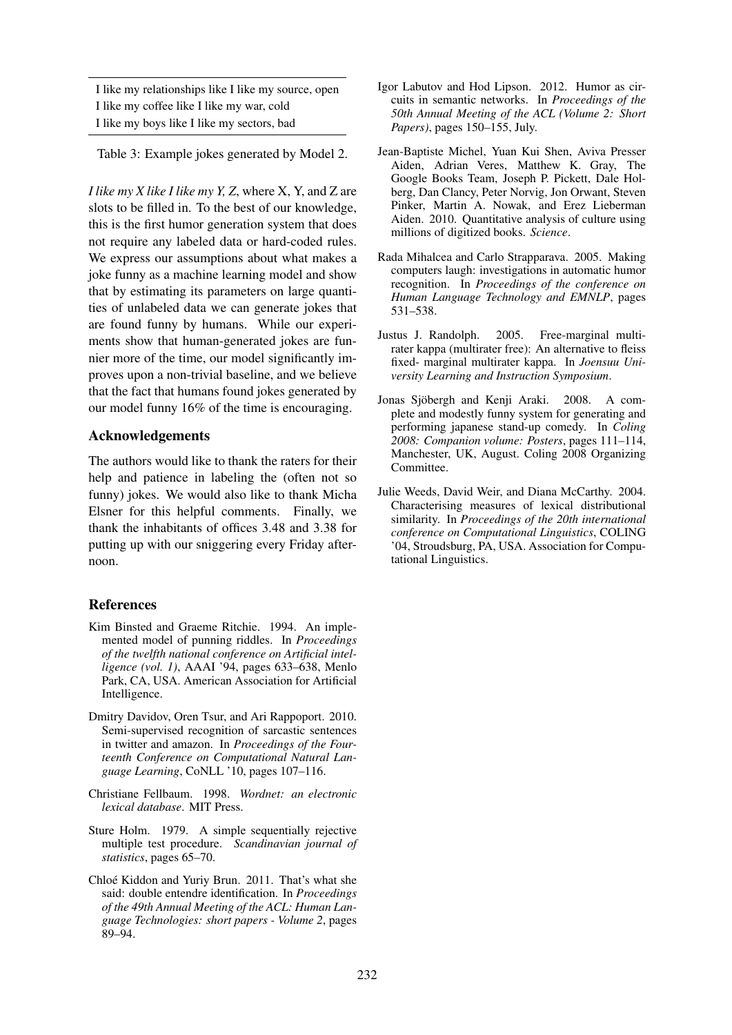| |
|---|
| I like my relationships like I like my source, open |
| I like my coffee like I like my war, cold |
| I like my boys like I like my sectors, bad |

Table 3: Example jokes generated by Model 2.

*I like my X like I like my Y, Z*, where X, Y, and Z are slots to be filled in. To the best of our knowledge, this is the first humor generation system that does not require any labeled data or hard-coded rules. We express our assumptions about what makes a joke funny as a machine learning model and show that by estimating its parameters on large quantities of unlabeled data we can generate jokes that are found funny by humans. While our experiments show that human-generated jokes are funnier more of the time, our model significantly improves upon a non-trivial baseline, and we believe that the fact that humans found jokes generated by our model funny 16% of the time is encouraging.

## Acknowledgements

The authors would like to thank the raters for their help and patience in labeling the (often not so funny) jokes. We would also like to thank Micha Elsner for this helpful comments. Finally, we thank the inhabitants of offices 3.48 and 3.38 for putting up with our sniggering every Friday afternoon.

## References

Kim Binsted and Graeme Ritchie. 1994. An implemented model of punning riddles. In *Proceedings of the twelfth national conference on Artificial intelligence (vol. 1)*, AAAI '94, pages 633–638, Menlo Park, CA, USA. American Association for Artificial Intelligence.

Dmitry Davidov, Oren Tsur, and Ari Rappoport. 2010. Semi-supervised recognition of sarcastic sentences in twitter and amazon. In *Proceedings of the Fourteenth Conference on Computational Natural Language Learning*, CoNLL '10, pages 107–116.

Christiane Fellbaum. 1998. *Wordnet: an electronic lexical database*. MIT Press.

Sture Holm. 1979. A simple sequentially rejective multiple test procedure. *Scandinavian journal of statistics*, pages 65–70.

Chloé Kiddon and Yuriy Brun. 2011. That's what she said: double entendre identification. In *Proceedings of the 49th Annual Meeting of the ACL: Human Language Technologies: short papers - Volume 2*, pages 89–94.

Igor Labutov and Hod Lipson. 2012. Humor as circuits in semantic networks. In *Proceedings of the 50th Annual Meeting of the ACL (Volume 2: Short Papers)*, pages 150–155, July.

Jean-Baptiste Michel, Yuan Kui Shen, Aviva Presser Aiden, Adrian Veres, Matthew K. Gray, The Google Books Team, Joseph P. Pickett, Dale Holberg, Dan Clancy, Peter Norvig, Jon Orwant, Steven Pinker, Martin A. Nowak, and Erez Lieberman Aiden. 2010. Quantitative analysis of culture using millions of digitized books. *Science*.

Rada Mihalcea and Carlo Strapparava. 2005. Making computers laugh: investigations in automatic humor recognition. In *Proceedings of the conference on Human Language Technology and EMNLP*, pages 531–538.

Justus J. Randolph. 2005. Free-marginal multirater kappa (multirater free): An alternative to fleiss fixed- marginal multirater kappa. In *Joensuu University Learning and Instruction Symposium*.

Jonas Sjöbergh and Kenji Araki. 2008. A complete and modestly funny system for generating and performing japanese stand-up comedy. In *Coling 2008: Companion volume: Posters*, pages 111–114, Manchester, UK, August. Coling 2008 Organizing Committee.

Julie Weeds, David Weir, and Diana McCarthy. 2004. Characterising measures of lexical distributional similarity. In *Proceedings of the 20th international conference on Computational Linguistics*, COLING '04, Stroudsburg, PA, USA. Association for Computational Linguistics.